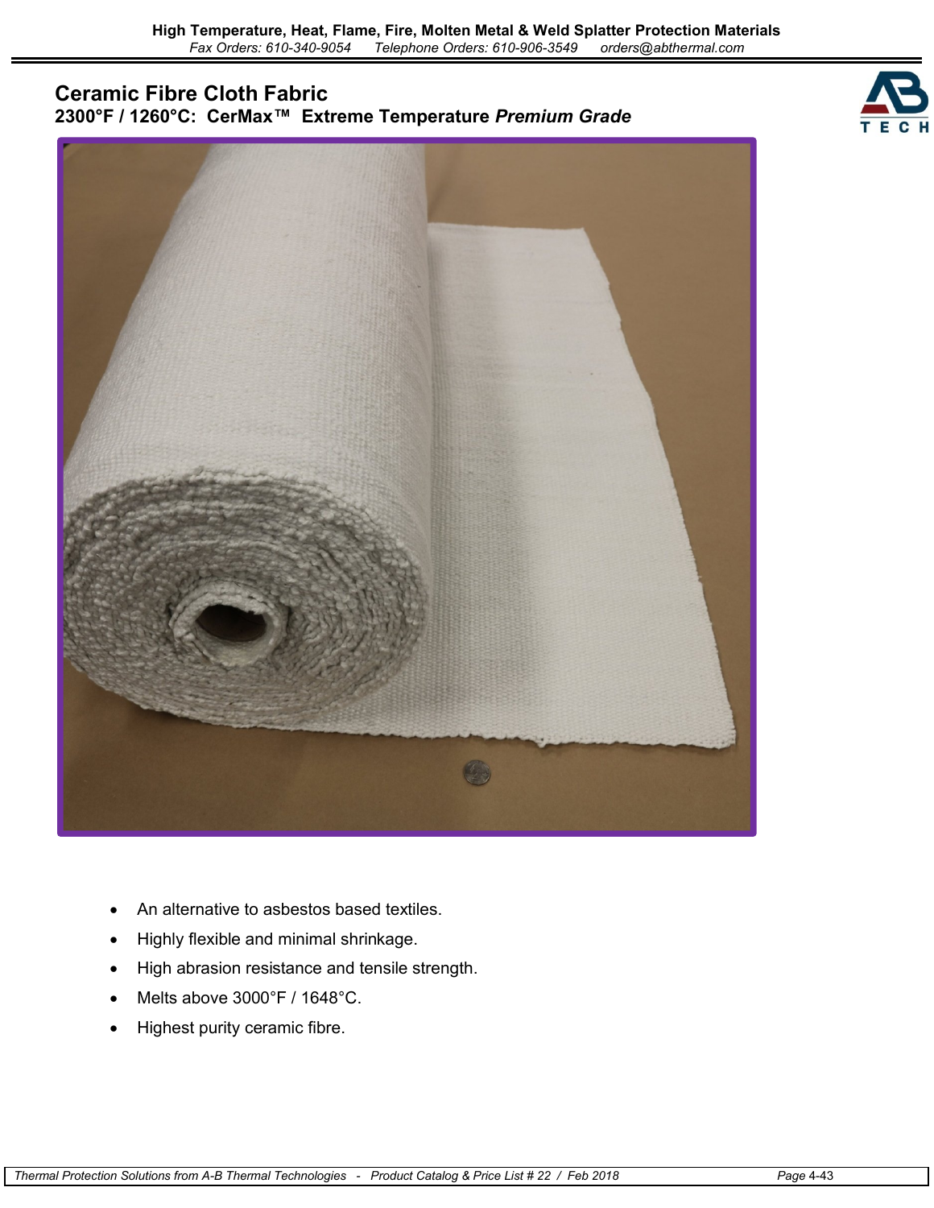# Ceramic Fibre Cloth Fabric

## 2300°F / 1260°C: CerMax™ Extreme Temperature *Premium Grade*

- An alternative to asbestos based textiles.
- Highly flexible and minimal shrinkage.
- High abrasion resistance and tensile strength.
- Melts above 3000°F / 1648°C.
- Highest purity ceramic fibre.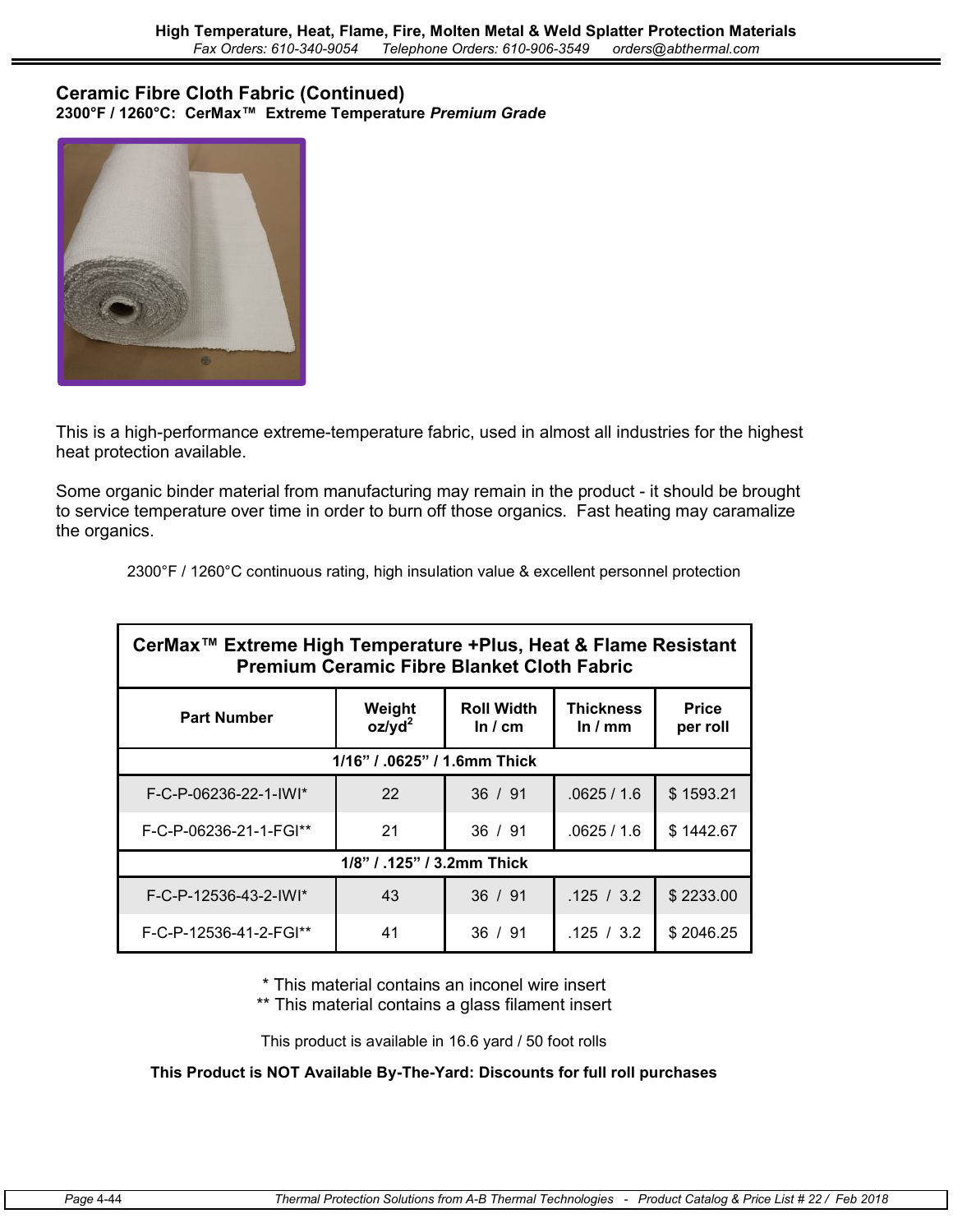## Ceramic Fibre Cloth Fabric (Continued)

**2300°F / 1260°C: CerMax™ Extreme Temperature *Premium Grade***

This is a high-performance extreme-temperature fabric, used in almost all industries for the highest heat protection available.

Some organic binder material from manufacturing may remain in the product - it should be brought to service temperature over time in order to burn off those organics. Fast heating may caramalize the organics.

2300°F / 1260°C continuous rating, high insulation value & excellent personnel protection

| CerMax™ Extreme High Temperature +Plus, Heat & Flame Resistant Premium Ceramic Fibre Blanket Cloth Fabric | | | | |
|---|---|---|---|---|
| **Part Number** | **Weight oz/yd²** | **Roll Width In / cm** | **Thickness In / mm** | **Price per roll** |
| **1/16" / .0625" / 1.6mm Thick** | | | | |
| F-C-P-06236-22-1-IWI* | 22 | 36 / 91 | .0625 / 1.6 | $ 1593.21 |
| F-C-P-06236-21-1-FGI** | 21 | 36 / 91 | .0625 / 1.6 | $ 1442.67 |
| **1/8" / .125" / 3.2mm Thick** | | | | |
| F-C-P-12536-43-2-IWI* | 43 | 36 / 91 | .125 / 3.2 | $ 2233.00 |
| F-C-P-12536-41-2-FGI** | 41 | 36 / 91 | .125 / 3.2 | $ 2046.25 |

\* This material contains an inconel wire insert

\*\* This material contains a glass filament insert

This product is available in 16.6 yard / 50 foot rolls

**This Product is NOT Available By-The-Yard: Discounts for full roll purchases**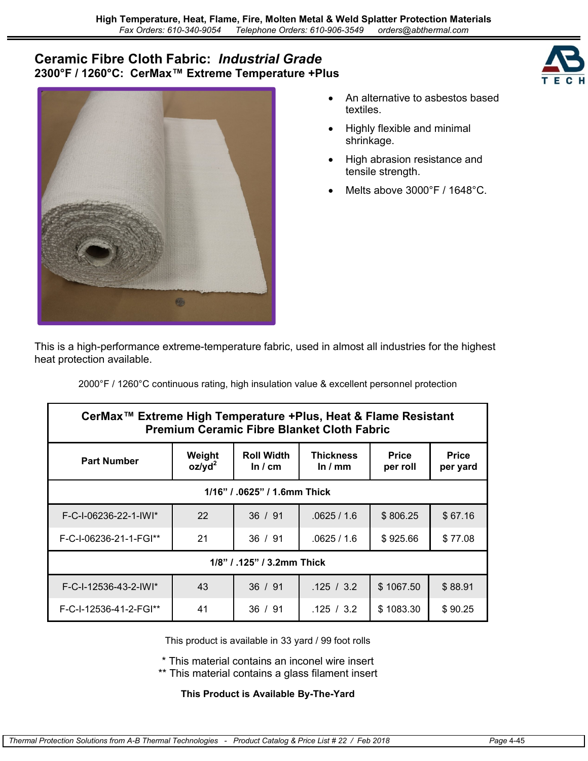# Ceramic Fibre Cloth Fabric: *Industrial Grade*

## 2300°F / 1260°C: CerMax™ Extreme Temperature +Plus

- An alternative to asbestos based textiles.
- Highly flexible and minimal shrinkage.
- High abrasion resistance and tensile strength.
- Melts above 3000°F / 1648°C.

This is a high-performance extreme-temperature fabric, used in almost all industries for the highest heat protection available.

2000°F / 1260°C continuous rating, high insulation value & excellent personnel protection

| CerMax™ Extreme High Temperature +Plus, Heat & Flame Resistant Premium Ceramic Fibre Blanket Cloth Fabric | | | | | |
|---|---|---|---|---|---|
| **Part Number** | **Weight oz/yd$^2$** | **Roll Width In / cm** | **Thickness In / mm** | **Price per roll** | **Price per yard** |
| **1/16" / .0625" / 1.6mm Thick** | | | | | |
| F-C-I-06236-22-1-IWI* | 22 | 36 / 91 | .0625 / 1.6 | $ 806.25 | $ 67.16 |
| F-C-I-06236-21-1-FGI** | 21 | 36 / 91 | .0625 / 1.6 | $ 925.66 | $ 77.08 |
| **1/8" / .125" / 3.2mm Thick** | | | | | |
| F-C-I-12536-43-2-IWI* | 43 | 36 / 91 | .125 / 3.2 | $ 1067.50 | $ 88.91 |
| F-C-I-12536-41-2-FGI** | 41 | 36 / 91 | .125 / 3.2 | $ 1083.30 | $ 90.25 |

This product is available in 33 yard / 99 foot rolls

* This material contains an inconel wire insert
** This material contains a glass filament insert

**This Product is Available By-The-Yard**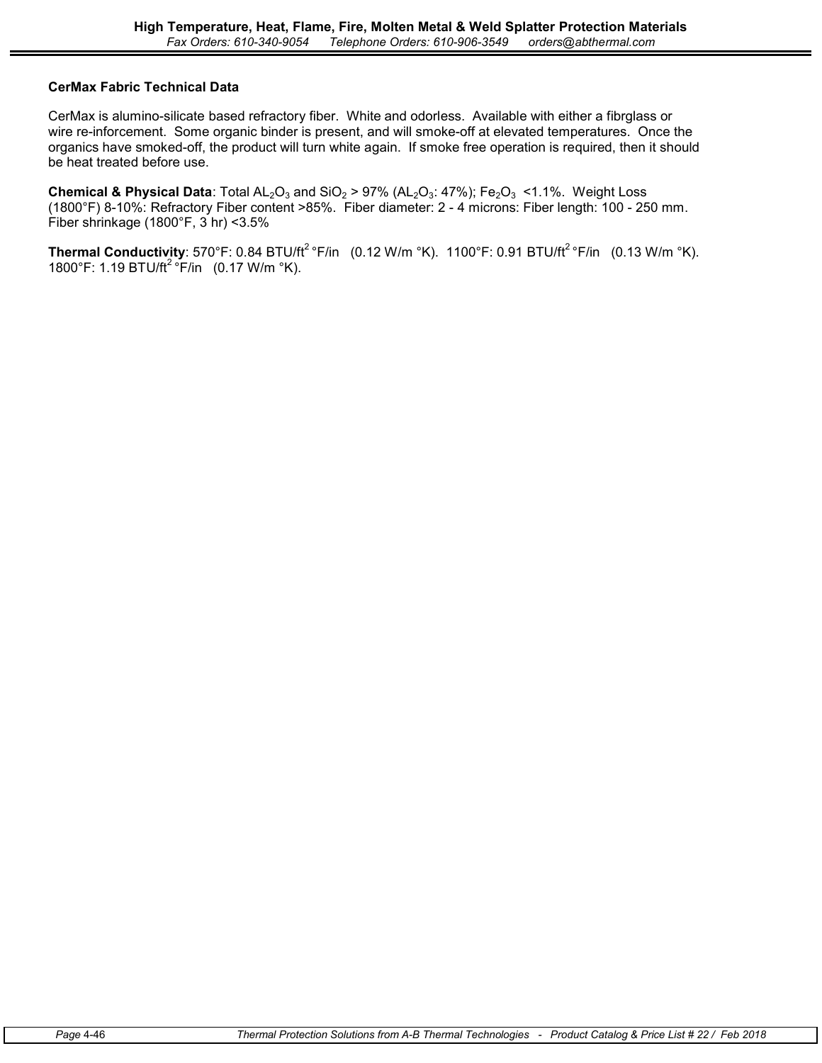### CerMax Fabric Technical Data

CerMax is alumino-silicate based refractory fiber. White and odorless. Available with either a fibrglass or wire re-inforcement. Some organic binder is present, and will smoke-off at elevated temperatures. Once the organics have smoked-off, the product will turn white again. If smoke free operation is required, then it should be heat treated before use.

**Chemical & Physical Data**: Total $AL_2O_3$ and $SiO_2$ > 97% ($AL_2O_3$: 47%); $Fe_2O_3$ <1.1%. Weight Loss (1800°F) 8-10%: Refractory Fiber content >85%. Fiber diameter: 2 - 4 microns: Fiber length: 100 - 250 mm. Fiber shrinkage (1800°F, 3 hr) <3.5%

**Thermal Conductivity**: 570°F: 0.84 BTU/ft$^2$ °F/in (0.12 W/m °K). 1100°F: 0.91 BTU/ft$^2$ °F/in (0.13 W/m °K). 1800°F: 1.19 BTU/ft$^2$ °F/in (0.17 W/m °K).